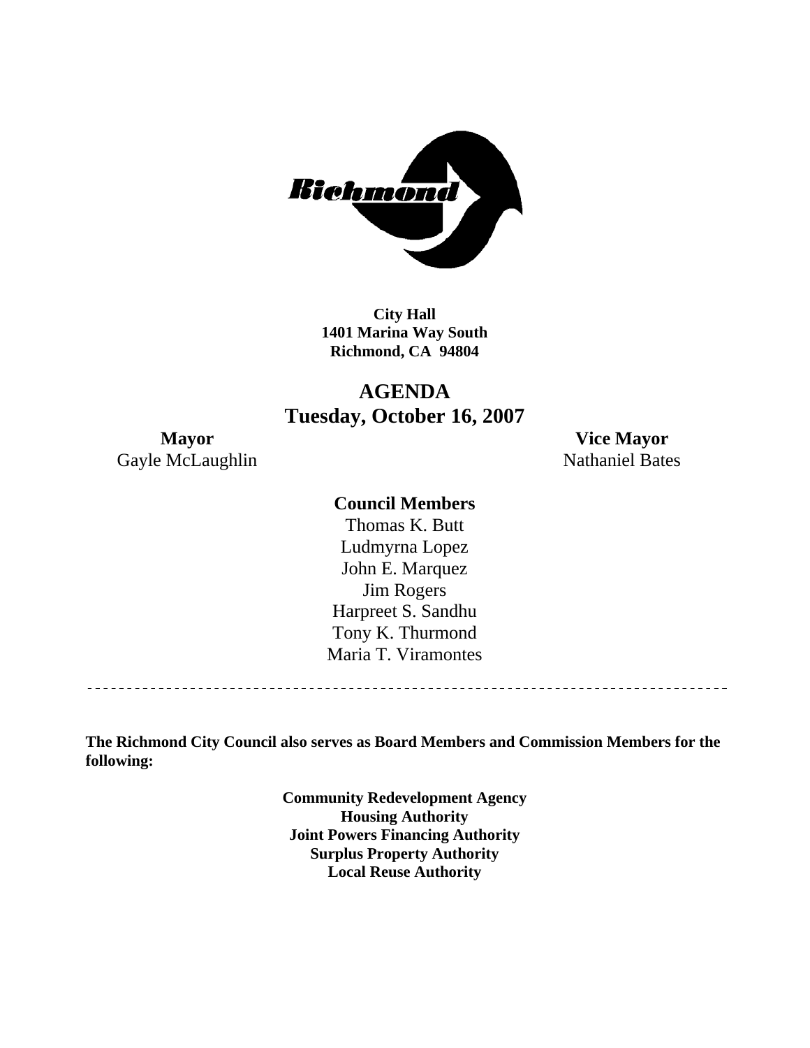City Hall
1401 Marina Way South
Richmond, CA 94804

# AGENDA
## Tuesday, October 16, 2007

**Mayor**
Gayle McLaughlin

**Vice Mayor**
Nathaniel Bates

**Council Members**
Thomas K. Butt
Ludmyrna Lopez
John E. Marquez
Jim Rogers
Harpreet S. Sandhu
Tony K. Thurmond
Maria T. Viramontes

---

**The Richmond City Council also serves as Board Members and Commission Members for the following:**

**Community Redevelopment Agency**
**Housing Authority**
**Joint Powers Financing Authority**
**Surplus Property Authority**
**Local Reuse Authority**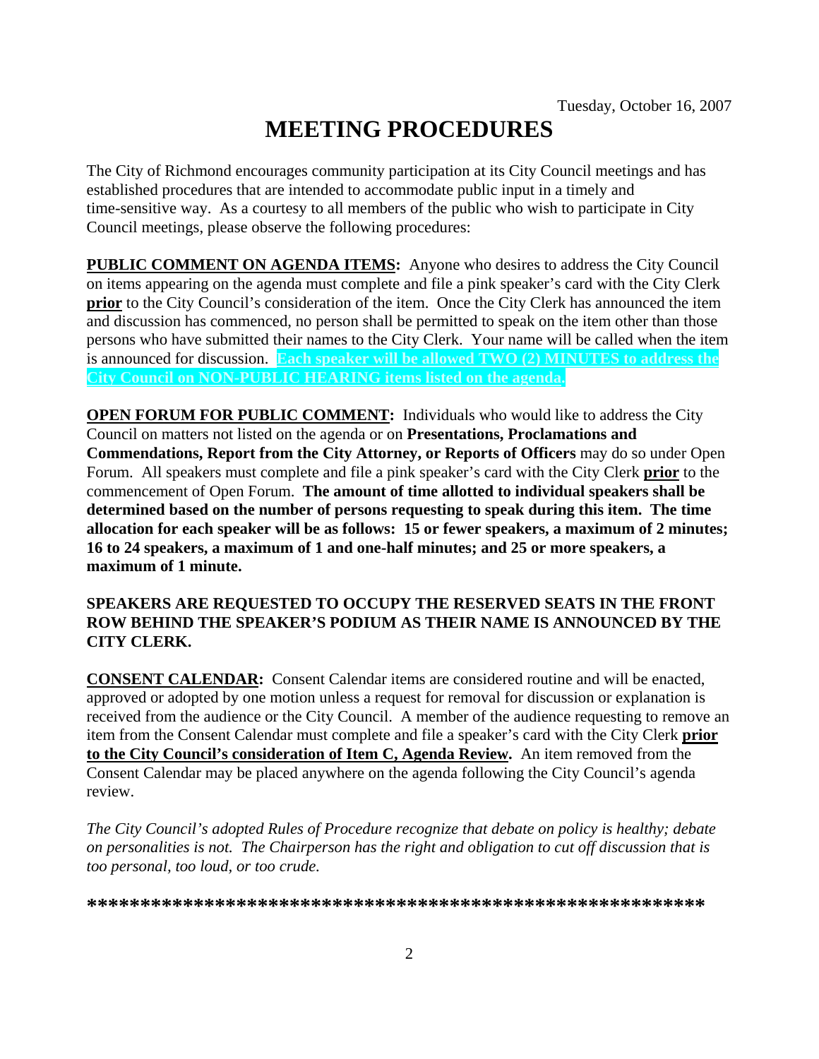Tuesday, October 16, 2007

# MEETING PROCEDURES

The City of Richmond encourages community participation at its City Council meetings and has established procedures that are intended to accommodate public input in a timely and time-sensitive way. As a courtesy to all members of the public who wish to participate in City Council meetings, please observe the following procedures:

**PUBLIC COMMENT ON AGENDA ITEMS:** Anyone who desires to address the City Council on items appearing on the agenda must complete and file a pink speaker's card with the City Clerk **prior** to the City Council's consideration of the item. Once the City Clerk has announced the item and discussion has commenced, no person shall be permitted to speak on the item other than those persons who have submitted their names to the City Clerk. Your name will be called when the item is announced for discussion. **Each speaker will be allowed TWO (2) MINUTES to address the City Council on NON-PUBLIC HEARING items listed on the agenda.**

**OPEN FORUM FOR PUBLIC COMMENT:** Individuals who would like to address the City Council on matters not listed on the agenda or on **Presentations, Proclamations and Commendations, Report from the City Attorney, or Reports of Officers** may do so under Open Forum. All speakers must complete and file a pink speaker's card with the City Clerk **prior** to the commencement of Open Forum. **The amount of time allotted to individual speakers shall be determined based on the number of persons requesting to speak during this item. The time allocation for each speaker will be as follows: 15 or fewer speakers, a maximum of 2 minutes; 16 to 24 speakers, a maximum of 1 and one-half minutes; and 25 or more speakers, a maximum of 1 minute.**

**SPEAKERS ARE REQUESTED TO OCCUPY THE RESERVED SEATS IN THE FRONT ROW BEHIND THE SPEAKER'S PODIUM AS THEIR NAME IS ANNOUNCED BY THE CITY CLERK.**

**CONSENT CALENDAR:** Consent Calendar items are considered routine and will be enacted, approved or adopted by one motion unless a request for removal for discussion or explanation is received from the audience or the City Council. A member of the audience requesting to remove an item from the Consent Calendar must complete and file a speaker's card with the City Clerk **prior to the City Council's consideration of Item C, Agenda Review.** An item removed from the Consent Calendar may be placed anywhere on the agenda following the City Council's agenda review.

*The City Council's adopted Rules of Procedure recognize that debate on policy is healthy; debate on personalities is not. The Chairperson has the right and obligation to cut off discussion that is too personal, too loud, or too crude.*

**\*\*\*\*\*\*\*\*\*\*\*\*\*\*\*\*\*\*\*\*\*\*\*\*\*\*\*\*\*\*\*\*\*\*\*\*\*\*\*\*\*\*\*\*\*\*\*\*\*\*\*\*\*\*\*\*\*\***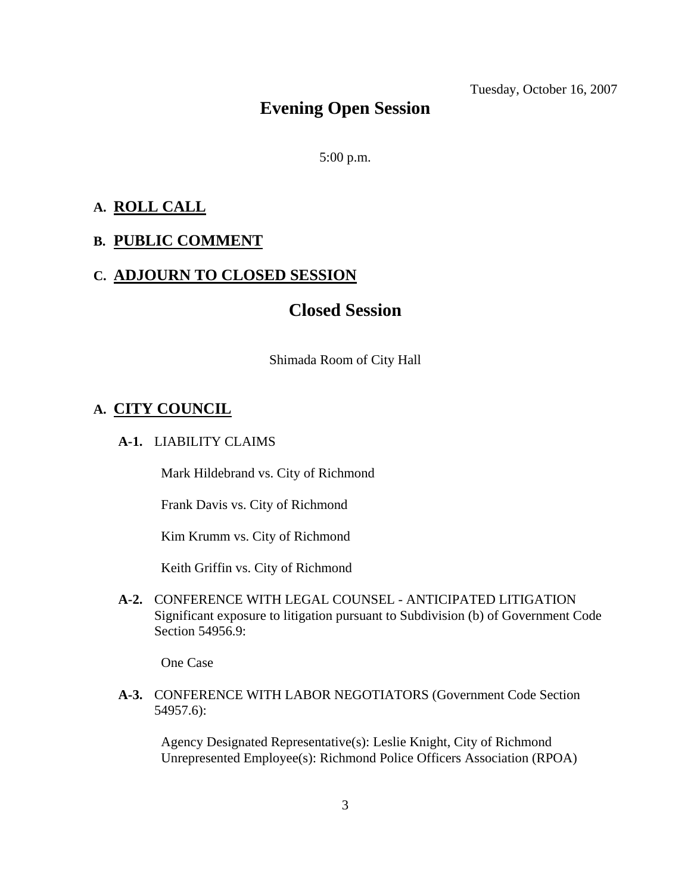Tuesday, October 16, 2007

# Evening Open Session

5:00 p.m.

## A. ROLL CALL

## B. PUBLIC COMMENT

## C. ADJOURN TO CLOSED SESSION

# Closed Session

Shimada Room of City Hall

## A. CITY COUNCIL

**A-1.** LIABILITY CLAIMS

Mark Hildebrand vs. City of Richmond

Frank Davis vs. City of Richmond

Kim Krumm vs. City of Richmond

Keith Griffin vs. City of Richmond

**A-2.** CONFERENCE WITH LEGAL COUNSEL - ANTICIPATED LITIGATION Significant exposure to litigation pursuant to Subdivision (b) of Government Code Section 54956.9:

One Case

**A-3.** CONFERENCE WITH LABOR NEGOTIATORS (Government Code Section 54957.6):

Agency Designated Representative(s): Leslie Knight, City of Richmond
Unrepresented Employee(s): Richmond Police Officers Association (RPOA)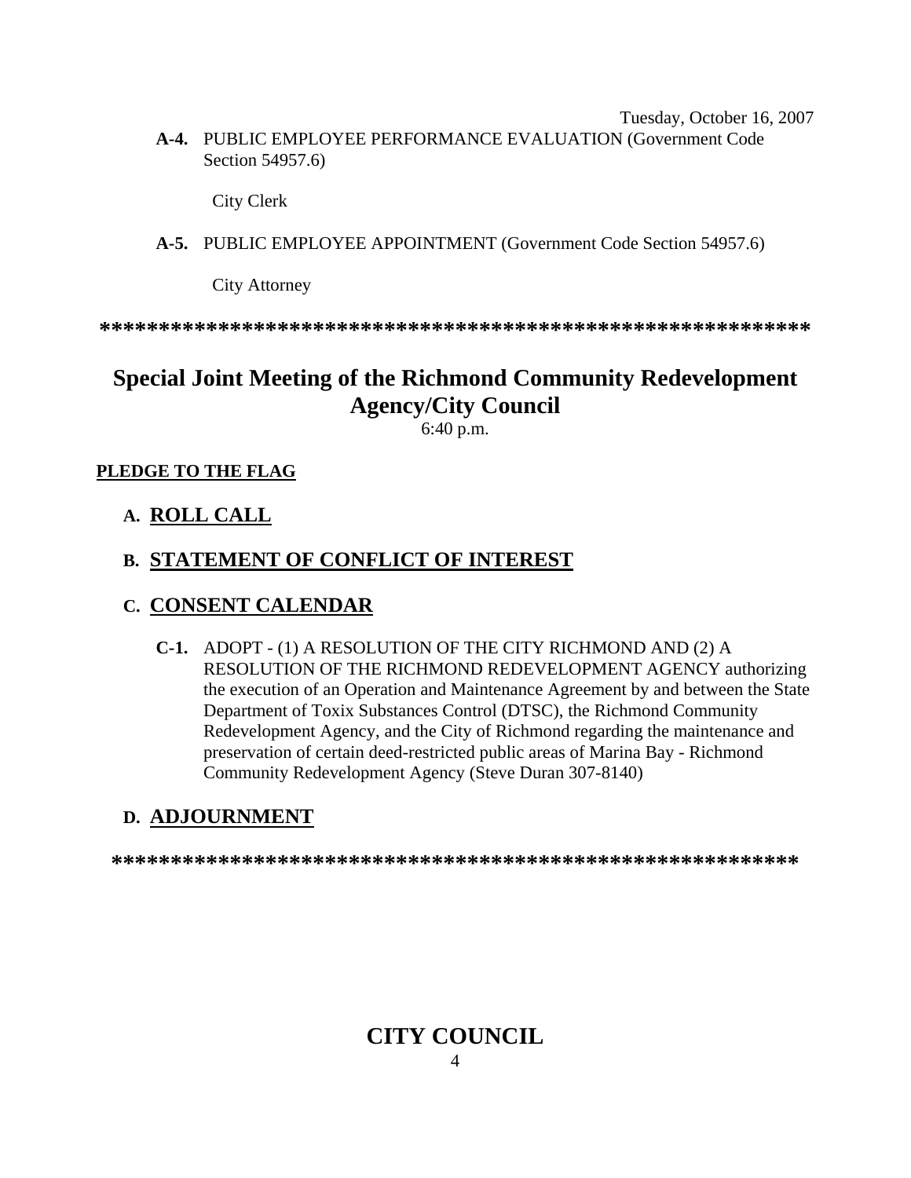**A-4.** PUBLIC EMPLOYEE PERFORMANCE EVALUATION (Government Code Section 54957.6)

City Clerk

**A-5.** PUBLIC EMPLOYEE APPOINTMENT (Government Code Section 54957.6)

City Attorney

**************************************************************

# Special Joint Meeting of the Richmond Community Redevelopment Agency/City Council

6:40 p.m.

**PLEDGE TO THE FLAG**

## A. ROLL CALL

## B. STATEMENT OF CONFLICT OF INTEREST

## C. CONSENT CALENDAR

**C-1.** ADOPT - (1) A RESOLUTION OF THE CITY RICHMOND AND (2) A RESOLUTION OF THE RICHMOND REDEVELOPMENT AGENCY authorizing the execution of an Operation and Maintenance Agreement by and between the State Department of Toxix Substances Control (DTSC), the Richmond Community Redevelopment Agency, and the City of Richmond regarding the maintenance and preservation of certain deed-restricted public areas of Marina Bay - Richmond Community Redevelopment Agency (Steve Duran 307-8140)

## D. ADJOURNMENT

************************************************************

# CITY COUNCIL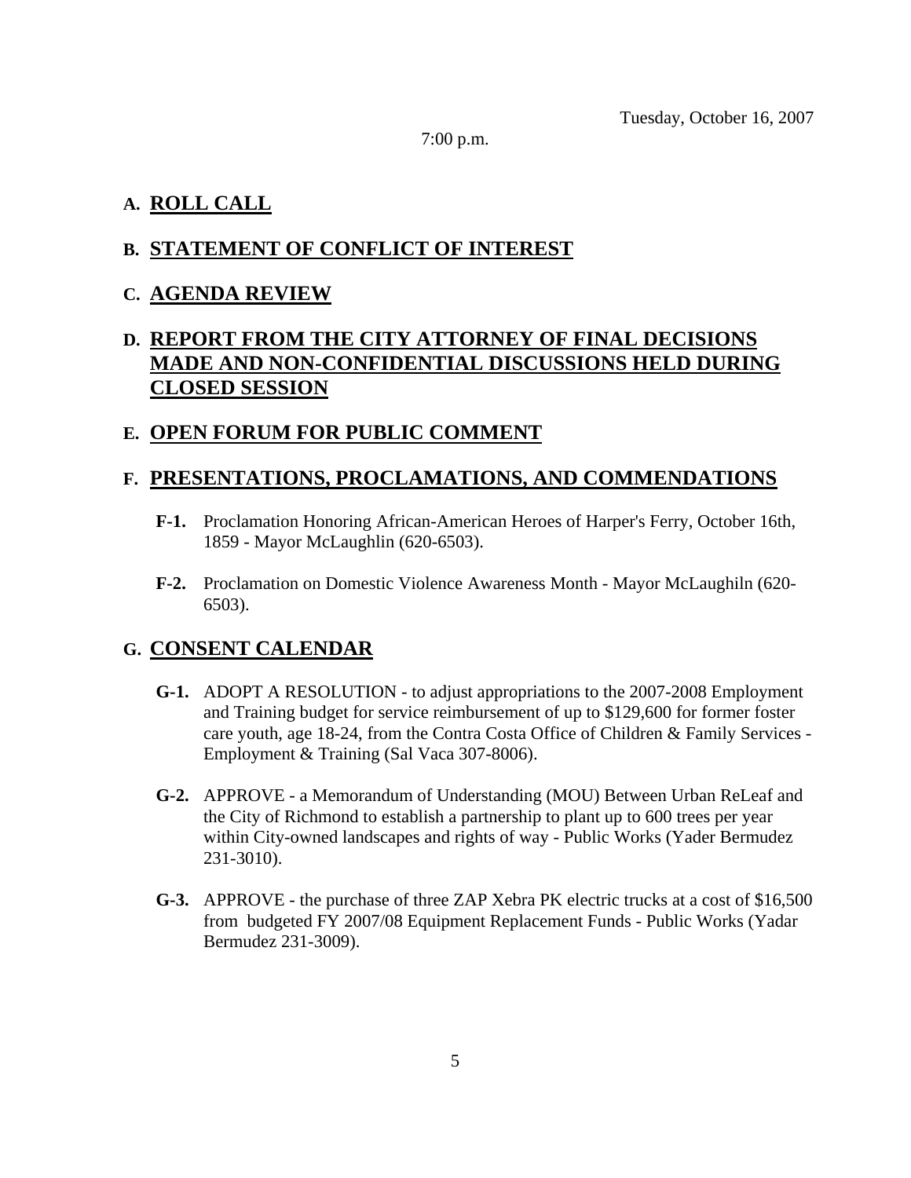Tuesday, October 16, 2007

7:00 p.m.

## A. ROLL CALL

## B. STATEMENT OF CONFLICT OF INTEREST

## C. AGENDA REVIEW

## D. REPORT FROM THE CITY ATTORNEY OF FINAL DECISIONS MADE AND NON-CONFIDENTIAL DISCUSSIONS HELD DURING CLOSED SESSION

## E. OPEN FORUM FOR PUBLIC COMMENT

## F. PRESENTATIONS, PROCLAMATIONS, AND COMMENDATIONS

**F-1.** Proclamation Honoring African-American Heroes of Harper's Ferry, October 16th, 1859 - Mayor McLaughlin (620-6503).

**F-2.** Proclamation on Domestic Violence Awareness Month - Mayor McLaughiln (620-6503).

## G. CONSENT CALENDAR

**G-1.** ADOPT A RESOLUTION - to adjust appropriations to the 2007-2008 Employment and Training budget for service reimbursement of up to $129,600 for former foster care youth, age 18-24, from the Contra Costa Office of Children & Family Services - Employment & Training (Sal Vaca 307-8006).

**G-2.** APPROVE - a Memorandum of Understanding (MOU) Between Urban ReLeaf and the City of Richmond to establish a partnership to plant up to 600 trees per year within City-owned landscapes and rights of way - Public Works (Yader Bermudez 231-3010).

**G-3.** APPROVE - the purchase of three ZAP Xebra PK electric trucks at a cost of $16,500 from budgeted FY 2007/08 Equipment Replacement Funds - Public Works (Yadar Bermudez 231-3009).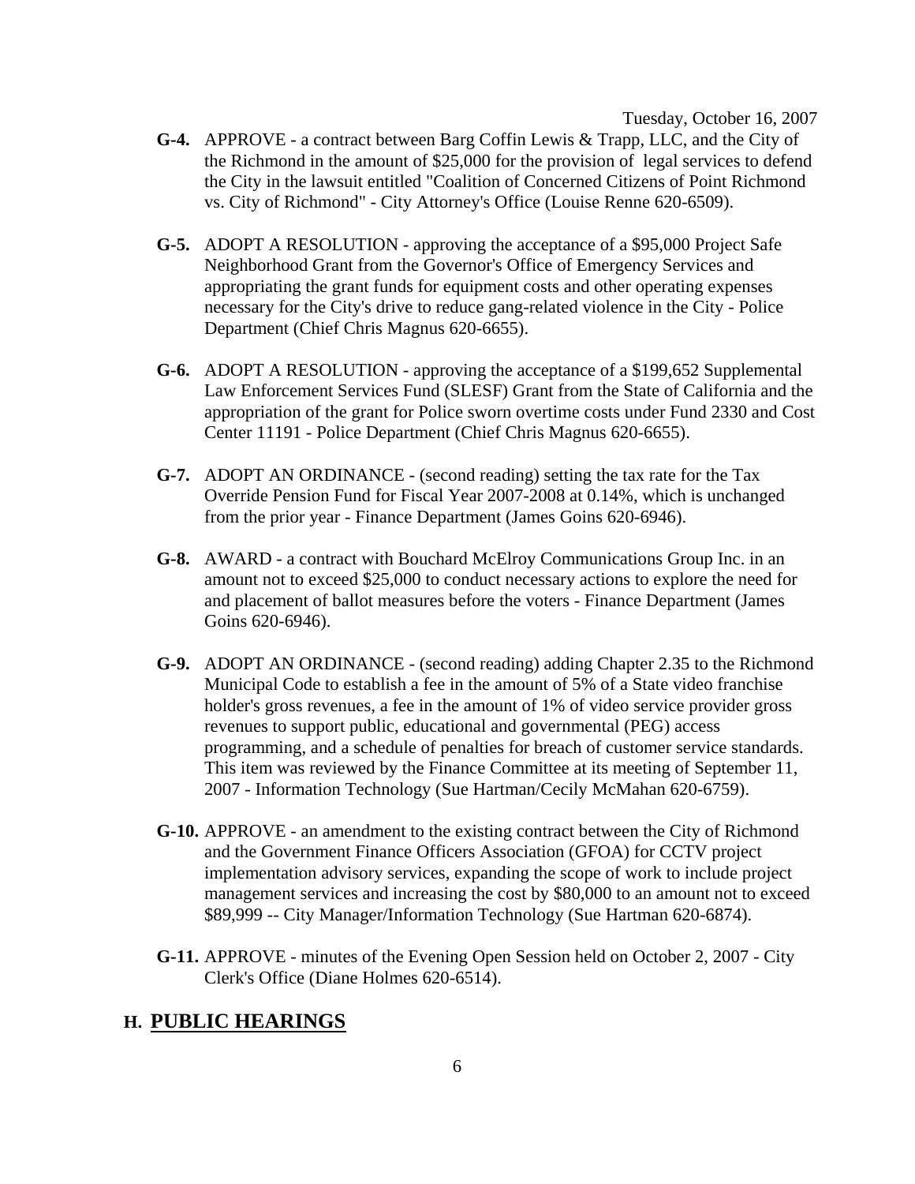Tuesday, October 16, 2007

- **G-4.** APPROVE - a contract between Barg Coffin Lewis & Trapp, LLC, and the City of the Richmond in the amount of $25,000 for the provision of legal services to defend the City in the lawsuit entitled "Coalition of Concerned Citizens of Point Richmond vs. City of Richmond" - City Attorney's Office (Louise Renne 620-6509).

- **G-5.** ADOPT A RESOLUTION - approving the acceptance of a $95,000 Project Safe Neighborhood Grant from the Governor's Office of Emergency Services and appropriating the grant funds for equipment costs and other operating expenses necessary for the City's drive to reduce gang-related violence in the City - Police Department (Chief Chris Magnus 620-6655).

- **G-6.** ADOPT A RESOLUTION - approving the acceptance of a $199,652 Supplemental Law Enforcement Services Fund (SLESF) Grant from the State of California and the appropriation of the grant for Police sworn overtime costs under Fund 2330 and Cost Center 11191 - Police Department (Chief Chris Magnus 620-6655).

- **G-7.** ADOPT AN ORDINANCE - (second reading) setting the tax rate for the Tax Override Pension Fund for Fiscal Year 2007-2008 at 0.14%, which is unchanged from the prior year - Finance Department (James Goins 620-6946).

- **G-8.** AWARD - a contract with Bouchard McElroy Communications Group Inc. in an amount not to exceed $25,000 to conduct necessary actions to explore the need for and placement of ballot measures before the voters - Finance Department (James Goins 620-6946).

- **G-9.** ADOPT AN ORDINANCE - (second reading) adding Chapter 2.35 to the Richmond Municipal Code to establish a fee in the amount of 5% of a State video franchise holder's gross revenues, a fee in the amount of 1% of video service provider gross revenues to support public, educational and governmental (PEG) access programming, and a schedule of penalties for breach of customer service standards. This item was reviewed by the Finance Committee at its meeting of September 11, 2007 - Information Technology (Sue Hartman/Cecily McMahan 620-6759).

- **G-10.** APPROVE - an amendment to the existing contract between the City of Richmond and the Government Finance Officers Association (GFOA) for CCTV project implementation advisory services, expanding the scope of work to include project management services and increasing the cost by $80,000 to an amount not to exceed $89,999 -- City Manager/Information Technology (Sue Hartman 620-6874).

- **G-11.** APPROVE - minutes of the Evening Open Session held on October 2, 2007 - City Clerk's Office (Diane Holmes 620-6514).

## H. PUBLIC HEARINGS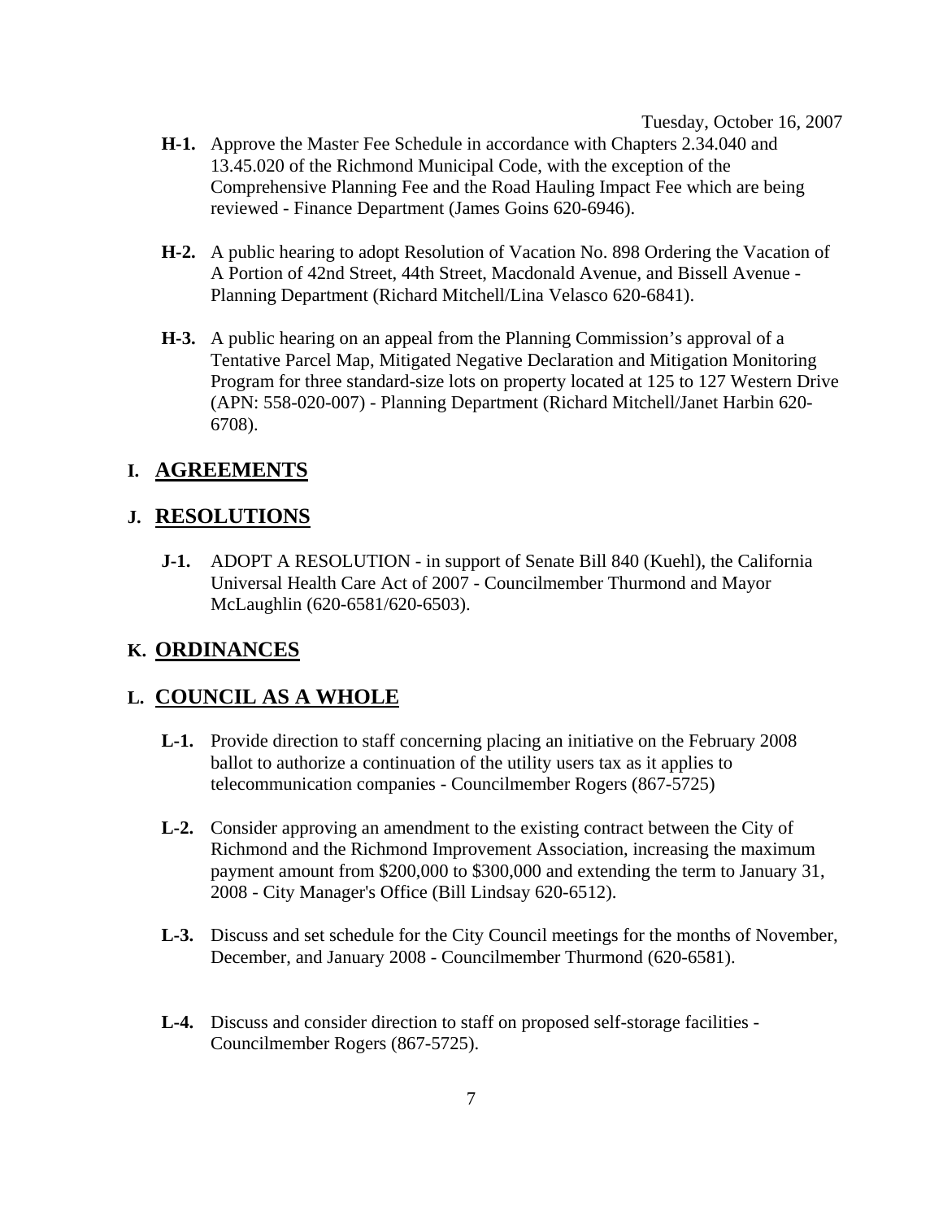Tuesday, October 16, 2007

**H-1.** Approve the Master Fee Schedule in accordance with Chapters 2.34.040 and 13.45.020 of the Richmond Municipal Code, with the exception of the Comprehensive Planning Fee and the Road Hauling Impact Fee which are being reviewed - Finance Department (James Goins 620-6946).

**H-2.** A public hearing to adopt Resolution of Vacation No. 898 Ordering the Vacation of A Portion of 42nd Street, 44th Street, Macdonald Avenue, and Bissell Avenue - Planning Department (Richard Mitchell/Lina Velasco 620-6841).

**H-3.** A public hearing on an appeal from the Planning Commission's approval of a Tentative Parcel Map, Mitigated Negative Declaration and Mitigation Monitoring Program for three standard-size lots on property located at 125 to 127 Western Drive (APN: 558-020-007) - Planning Department (Richard Mitchell/Janet Harbin 620-6708).

## I. AGREEMENTS

## J. RESOLUTIONS

**J-1.** ADOPT A RESOLUTION - in support of Senate Bill 840 (Kuehl), the California Universal Health Care Act of 2007 - Councilmember Thurmond and Mayor McLaughlin (620-6581/620-6503).

## K. ORDINANCES

## L. COUNCIL AS A WHOLE

**L-1.** Provide direction to staff concerning placing an initiative on the February 2008 ballot to authorize a continuation of the utility users tax as it applies to telecommunication companies - Councilmember Rogers (867-5725)

**L-2.** Consider approving an amendment to the existing contract between the City of Richmond and the Richmond Improvement Association, increasing the maximum payment amount from $200,000 to $300,000 and extending the term to January 31, 2008 - City Manager's Office (Bill Lindsay 620-6512).

**L-3.** Discuss and set schedule for the City Council meetings for the months of November, December, and January 2008 - Councilmember Thurmond (620-6581).

**L-4.** Discuss and consider direction to staff on proposed self-storage facilities - Councilmember Rogers (867-5725).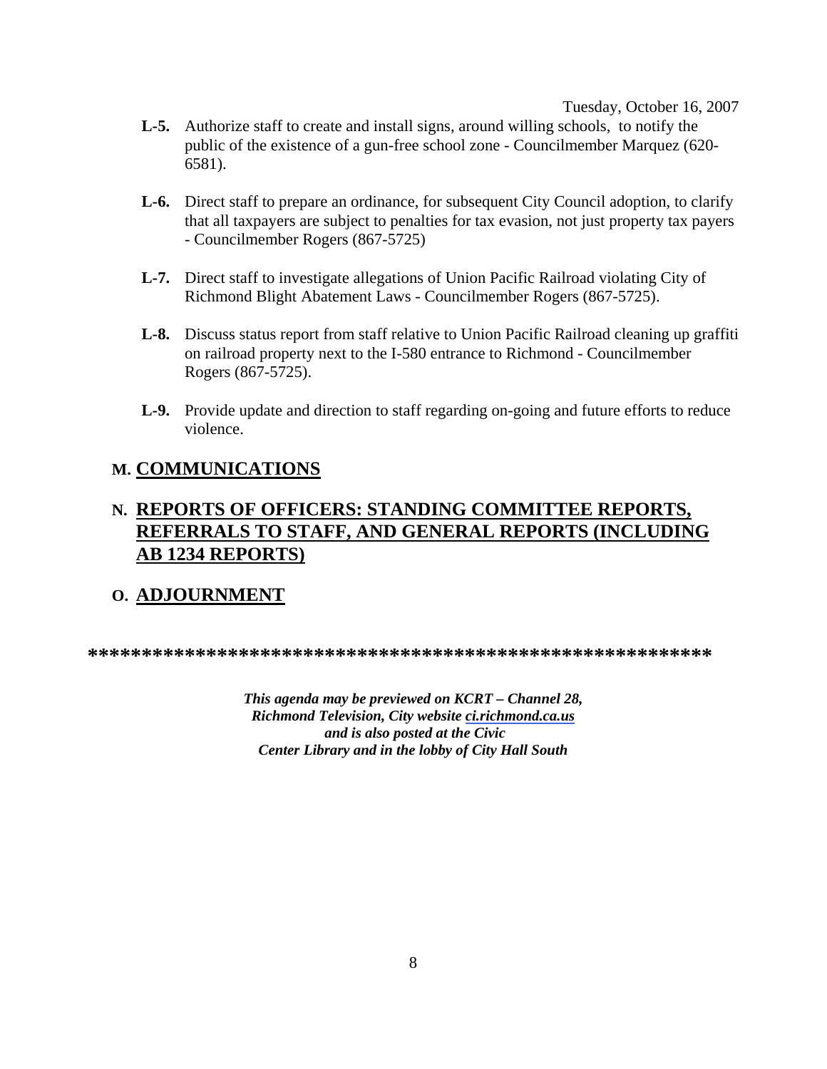Tuesday, October 16, 2007

**L-5.** Authorize staff to create and install signs, around willing schools, to notify the public of the existence of a gun-free school zone - Councilmember Marquez (620-6581).

**L-6.** Direct staff to prepare an ordinance, for subsequent City Council adoption, to clarify that all taxpayers are subject to penalties for tax evasion, not just property tax payers - Councilmember Rogers (867-5725)

**L-7.** Direct staff to investigate allegations of Union Pacific Railroad violating City of Richmond Blight Abatement Laws - Councilmember Rogers (867-5725).

**L-8.** Discuss status report from staff relative to Union Pacific Railroad cleaning up graffiti on railroad property next to the I-580 entrance to Richmond - Councilmember Rogers (867-5725).

**L-9.** Provide update and direction to staff regarding on-going and future efforts to reduce violence.

## M. COMMUNICATIONS

## N. REPORTS OF OFFICERS: STANDING COMMITTEE REPORTS, REFERRALS TO STAFF, AND GENERAL REPORTS (INCLUDING AB 1234 REPORTS)

## O. ADJOURNMENT

**\*\*\*\*\*\*\*\*\*\*\*\*\*\*\*\*\*\*\*\*\*\*\*\*\*\*\*\*\*\*\*\*\*\*\*\*\*\*\*\*\*\*\*\*\*\*\*\*\*\*\*\*\*\*\*\*\***

***This agenda may be previewed on KCRT – Channel 28, Richmond Television, City website ci.richmond.ca.us and is also posted at the Civic Center Library and in the lobby of City Hall South***